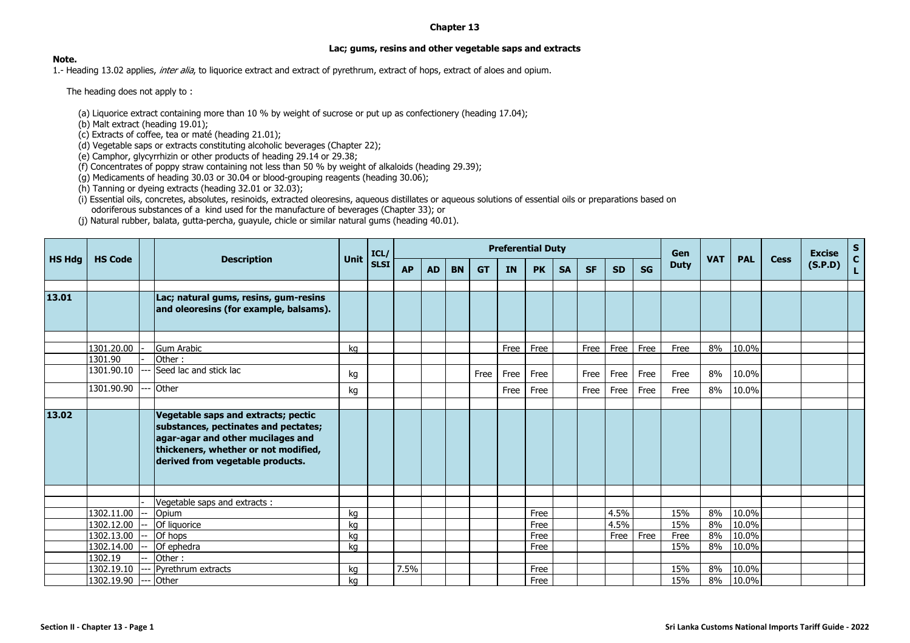# Chapter 13

## Lac; gums, resins and other vegetable saps and extracts

**Note.**

1.- Heading 13.02 applies, *inter alia*, to liquorice extract and extract of pyrethrum, extract of hops, extract of aloes and opium.

The heading does not apply to :

(a) Liquorice extract containing more than 10 % by weight of sucrose or put up as confectionery (heading 17.04);
(b) Malt extract (heading 19.01);
(c) Extracts of coffee, tea or maté (heading 21.01);
(d) Vegetable saps or extracts constituting alcoholic beverages (Chapter 22);
(e) Camphor, glycyrrhizin or other products of heading 29.14 or 29.38;
(f) Concentrates of poppy straw containing not less than 50 % by weight of alkaloids (heading 29.39);
(g) Medicaments of heading 30.03 or 30.04 or blood-grouping reagents (heading 30.06);
(h) Tanning or dyeing extracts (heading 32.01 or 32.03);
(i) Essential oils, concretes, absolutes, resinoids, extracted oleoresins, aqueous distillates or aqueous solutions of essential oils or preparations based on odoriferous substances of a kind used for the manufacture of beverages (Chapter 33); or
(j) Natural rubber, balata, gutta-percha, guayule, chicle or similar natural gums (heading 40.01).

| HS Hdg | HS Code | | Description | Unit | ICL/ SLSI | Preferential Duty | | | | | | | | | | Gen Duty | VAT | PAL | Cess | Excise (S.P.D) | SCL |
|---|---|---|---|---|---|---|---|---|---|---|---|---|---|---|---|---|---|---|---|---|---|
| | | | | | | AP | AD | BN | GT | IN | PK | SA | SF | SD | SG | | | | | | |
| **13.01** | | | **Lac; natural gums, resins, gum-resins and oleoresins (for example, balsams).** | | | | | | | | | | | | | | | | | | |
| | 1301.20.00 | - | Gum Arabic | kg | | | | | | Free | Free | | Free | Free | Free | Free | 8% | 10.0% | | | |
| | 1301.90 | - | Other : | | | | | | | | | | | | | | | | | | |
| | 1301.90.10 | --- | Seed lac and stick lac | kg | | | | | Free | Free | Free | | Free | Free | Free | Free | 8% | 10.0% | | | |
| | 1301.90.90 | --- | Other | kg | | | | | | Free | Free | | Free | Free | Free | Free | 8% | 10.0% | | | |
| **13.02** | | | **Vegetable saps and extracts; pectic substances, pectinates and pectates; agar-agar and other mucilages and thickeners, whether or not modified, derived from vegetable products.** | | | | | | | | | | | | | | | | | | |
| | | - | Vegetable saps and extracts : | | | | | | | | | | | | | | | | | | |
| | 1302.11.00 | -- | Opium | kg | | | | | | | Free | | | 4.5% | | 15% | 8% | 10.0% | | | |
| | 1302.12.00 | -- | Of liquorice | kg | | | | | | | Free | | | 4.5% | | 15% | 8% | 10.0% | | | |
| | 1302.13.00 | -- | Of hops | kg | | | | | | | Free | | | Free | Free | Free | 8% | 10.0% | | | |
| | 1302.14.00 | -- | Of ephedra | kg | | | | | | | Free | | | | | 15% | 8% | 10.0% | | | |
| | 1302.19 | -- | Other : | | | | | | | | | | | | | | | | | | |
| | 1302.19.10 | --- | Pyrethrum extracts | kg | | 7.5% | | | | | Free | | | | | 15% | 8% | 10.0% | | | |
| | 1302.19.90 | --- | Other | kg | | | | | | | Free | | | | | 15% | 8% | 10.0% | | | |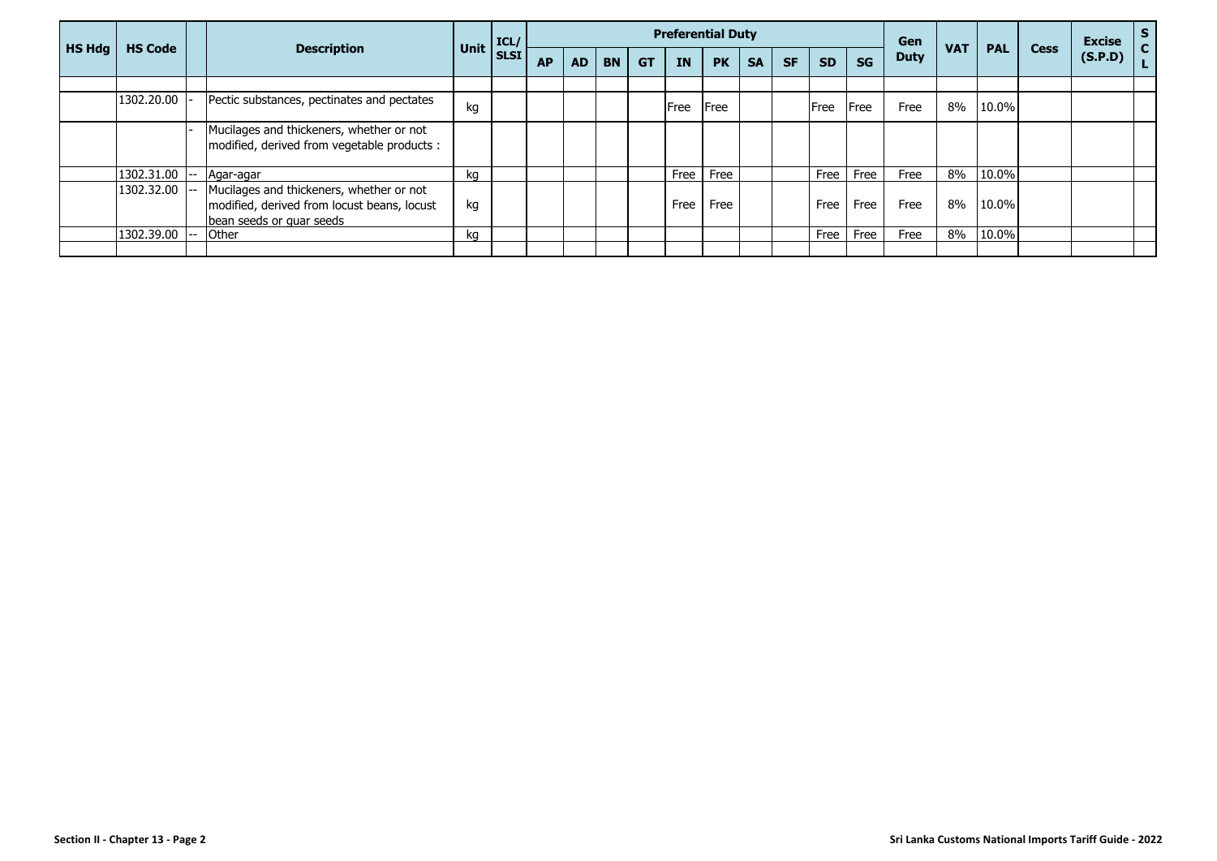| HS Hdg | HS Code | | Description | Unit | ICL/ SLSI | Preferential Duty | | | | | | | | | | Gen Duty | VAT | PAL | Cess | Excise (S.P.D) | S C L |
|---|---|---|---|---|---|---|---|---|---|---|---|---|---|---|---|---|---|---|---|---|---|
| | | | | | | AP | AD | BN | GT | IN | PK | SA | SF | SD | SG | | | | | | |
| | | | | | | | | | | | | | | | | | | | | | |
| | 1302.20.00 | - | Pectic substances, pectinates and pectates | kg | | | | | | Free | Free | | | Free | Free | Free | 8% | 10.0% | | | |
| | | - | Mucilages and thickeners, whether or not modified, derived from vegetable products : | | | | | | | | | | | | | | | | | | |
| | 1302.31.00 | -- | Agar-agar | kg | | | | | | Free | Free | | | Free | Free | Free | 8% | 10.0% | | | |
| | 1302.32.00 | -- | Mucilages and thickeners, whether or not modified, derived from locust beans, locust bean seeds or guar seeds | kg | | | | | | Free | Free | | | Free | Free | Free | 8% | 10.0% | | | |
| | 1302.39.00 | -- | Other | kg | | | | | | | | | | Free | Free | Free | 8% | 10.0% | | | |
| | | | | | | | | | | | | | | | | | | | | | |